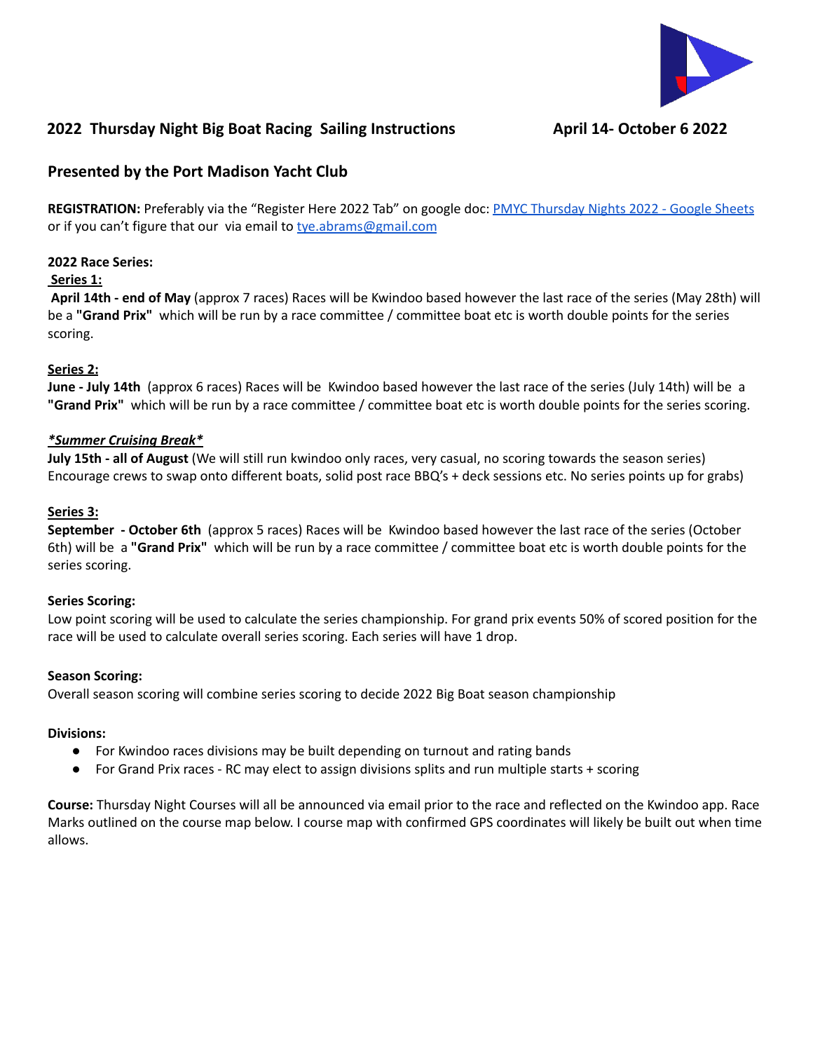# 2022 Thursday Night Big Boat Racing Sailing Instructions — April 14- October 6 2022

## Presented by the Port Madison Yacht Club

**REGISTRATION:** Preferably via the "Register Here 2022 Tab" on google doc: [PMYC Thursday Nights 2022 - Google Sheets]() or if you can't figure that our via email to [tye.abrams@gmail.com](mailto:tye.abrams@gmail.com)

**2022 Race Series:**

**Series 1:**

**April 14th - end of May** (approx 7 races) Races will be Kwindoo based however the last race of the series (May 28th) will be a **"Grand Prix"** which will be run by a race committee / committee boat etc is worth double points for the series scoring.

**Series 2:**

**June - July 14th** (approx 6 races) Races will be Kwindoo based however the last race of the series (July 14th) will be a **"Grand Prix"** which will be run by a race committee / committee boat etc is worth double points for the series scoring.

***Summer Cruising Break***

**July 15th - all of August** (We will still run kwindoo only races, very casual, no scoring towards the season series) Encourage crews to swap onto different boats, solid post race BBQ's + deck sessions etc. No series points up for grabs)

**Series 3:**

**September - October 6th** (approx 5 races) Races will be Kwindoo based however the last race of the series (October 6th) will be a **"Grand Prix"** which will be run by a race committee / committee boat etc is worth double points for the series scoring.

**Series Scoring:**

Low point scoring will be used to calculate the series championship. For grand prix events 50% of scored position for the race will be used to calculate overall series scoring. Each series will have 1 drop.

**Season Scoring:**

Overall season scoring will combine series scoring to decide 2022 Big Boat season championship

**Divisions:**

- For Kwindoo races divisions may be built depending on turnout and rating bands
- For Grand Prix races - RC may elect to assign divisions splits and run multiple starts + scoring

**Course:** Thursday Night Courses will all be announced via email prior to the race and reflected on the Kwindoo app. Race Marks outlined on the course map below. I course map with confirmed GPS coordinates will likely be built out when time allows.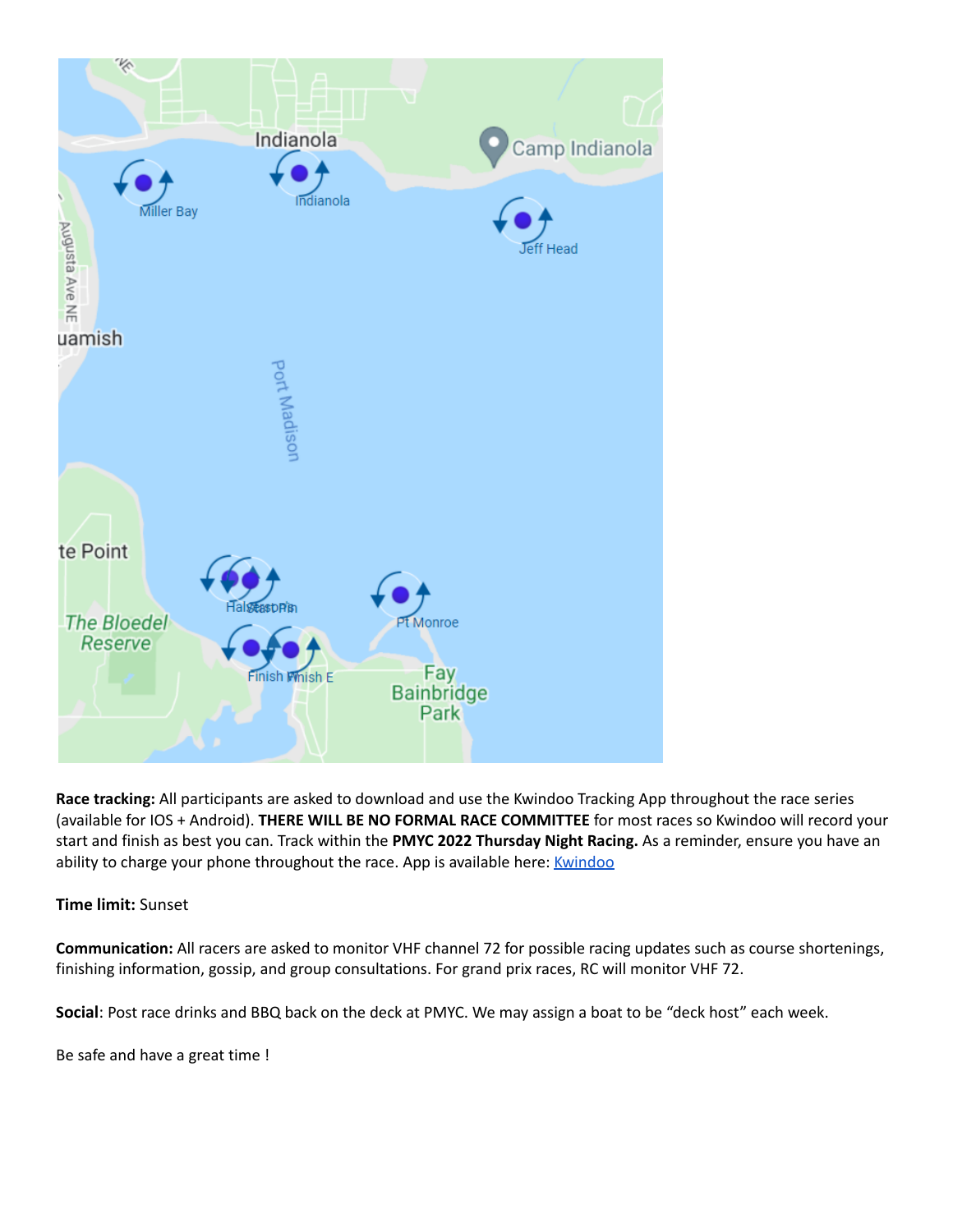**Race tracking:** All participants are asked to download and use the Kwindoo Tracking App throughout the race series (available for IOS + Android). **THERE WILL BE NO FORMAL RACE COMMITTEE** for most races so Kwindoo will record your start and finish as best you can. Track within the **PMYC 2022 Thursday Night Racing.** As a reminder, ensure you have an ability to charge your phone throughout the race. App is available here: Kwindoo

**Time limit:** Sunset

**Communication:** All racers are asked to monitor VHF channel 72 for possible racing updates such as course shortenings, finishing information, gossip, and group consultations. For grand prix races, RC will monitor VHF 72.

**Social**: Post race drinks and BBQ back on the deck at PMYC. We may assign a boat to be "deck host" each week.

Be safe and have a great time !